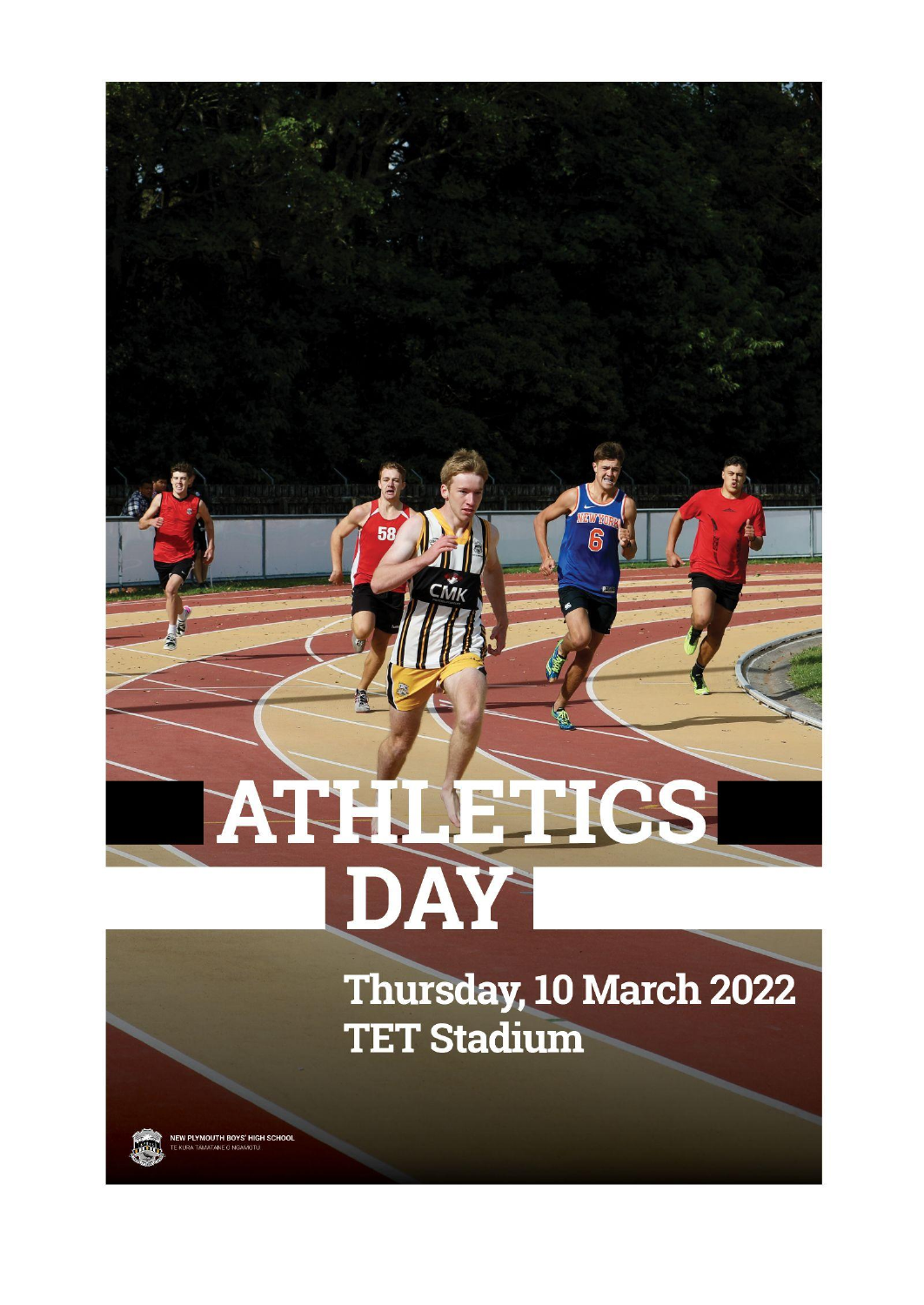# ATHLETICS DAY

## Thursday, 10 March 2022
## TET Stadium

NEW PLYMOUTH BOYS' HIGH SCHOOL
TE KURA TAMATANE O NGAMOTU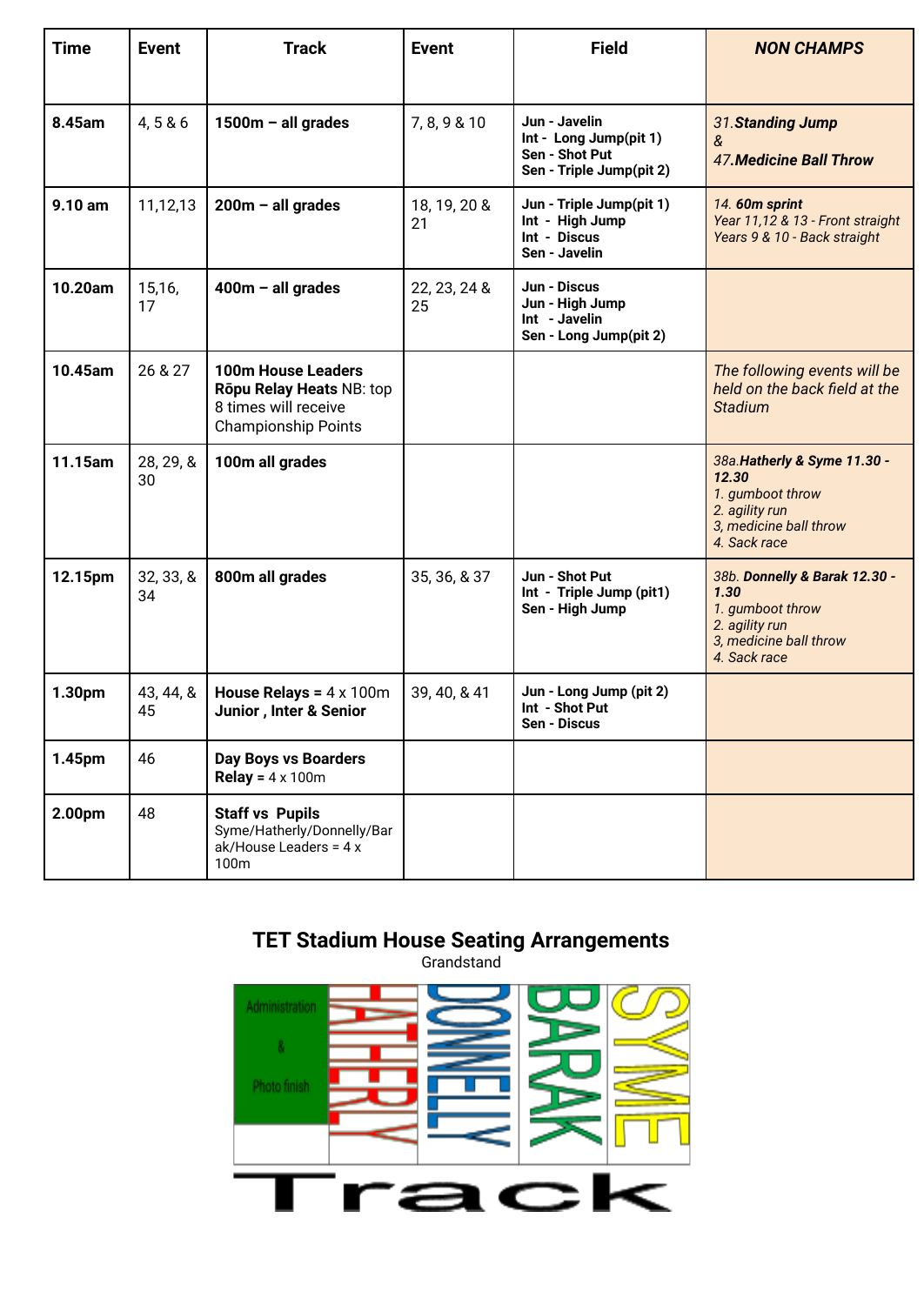| Time | Event | Track | Event | Field | *NON CHAMPS* |
|---|---|---|---|---|---|
| **8.45am** | 4, 5 & 6 | **1500m – all grades** | 7, 8, 9 & 10 | **Jun - Javelin**<br>**Int - Long Jump(pit 1)**<br>**Sen - Shot Put**<br>**Sen - Triple Jump(pit 2)** | *31.**Standing Jump***<br>*&*<br>*47.**Medicine Ball Throw*** |
| **9.10 am** | 11,12,13 | **200m – all grades** | 18, 19, 20 & 21 | **Jun - Triple Jump(pit 1)**<br>**Int - High Jump**<br>**Int - Discus**<br>**Sen - Javelin** | *14. **60m sprint***<br>*Year 11,12 & 13 - Front straight*<br>*Years 9 & 10 - Back straight* |
| **10.20am** | 15,16, 17 | **400m – all grades** | 22, 23, 24 & 25 | **Jun - Discus**<br>**Jun - High Jump**<br>**Int - Javelin**<br>**Sen - Long Jump(pit 2)** | |
| **10.45am** | 26 & 27 | **100m House Leaders**<br>**Rōpu Relay Heats** NB: top 8 times will receive Championship Points | | | *The following events will be held on the back field at the Stadium* |
| **11.15am** | 28, 29, & 30 | **100m all grades** | | | *38a.**Hatherly & Syme 11.30 - 12.30***<br>*1. gumboot throw*<br>*2. agility run*<br>*3, medicine ball throw*<br>*4. Sack race* |
| **12.15pm** | 32, 33, & 34 | **800m all grades** | 35, 36, & 37 | **Jun - Shot Put**<br>**Int - Triple Jump (pit1)**<br>**Sen - High Jump** | *38b. **Donnelly & Barak 12.30 - 1.30***<br>*1. gumboot throw*<br>*2. agility run*<br>*3, medicine ball throw*<br>*4. Sack race* |
| **1.30pm** | 43, 44, & 45 | **House Relays =** 4 x 100m<br>**Junior , Inter & Senior** | 39, 40, & 41 | **Jun - Long Jump (pit 2)**<br>**Int - Shot Put**<br>**Sen - Discus** | |
| **1.45pm** | 46 | **Day Boys vs Boarders Relay =** 4 x 100m | | | |
| **2.00pm** | 48 | **Staff vs Pupils**<br>Syme/Hatherly/Donnelly/Barak/House Leaders = 4 x 100m | | | |

## TET Stadium House Seating Arrangements

Grandstand

| Administration & Photo finish | HATHERLY | DONNELLY | BARAK | SYME |
|---|---|---|---|---|

Track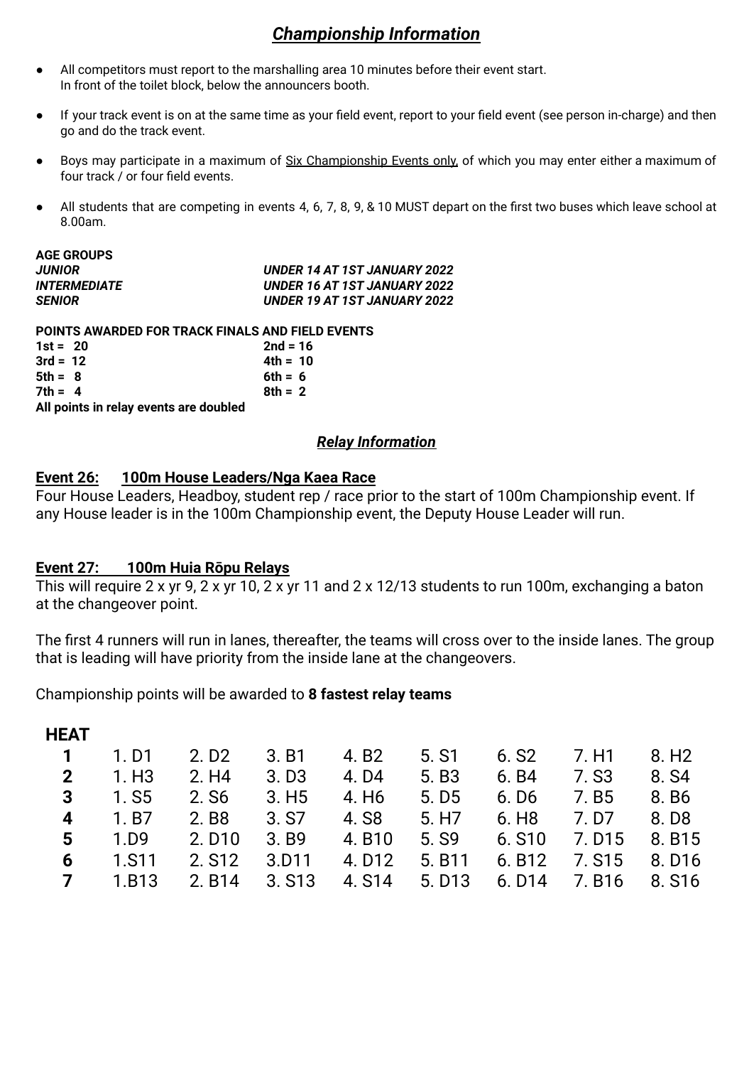## ***Championship Information***

- All competitors must report to the marshalling area 10 minutes before their event start.
  In front of the toilet block, below the announcers booth.
- If your track event is on at the same time as your field event, report to your field event (see person in-charge) and then go and do the track event.
- Boys may participate in a maximum of Six Championship Events only, of which you may enter either a maximum of four track / or four field events.
- All students that are competing in events 4, 6, 7, 8, 9, & 10 MUST depart on the first two buses which leave school at 8.00am.

**AGE GROUPS**

| | |
|---|---|
| ***JUNIOR*** | ***UNDER 14 AT 1ST JANUARY 2022*** |
| ***INTERMEDIATE*** | ***UNDER 16 AT 1ST JANUARY 2022*** |
| ***SENIOR*** | ***UNDER 19 AT 1ST JANUARY 2022*** |

**POINTS AWARDED FOR TRACK FINALS AND FIELD EVENTS**

| | |
|---|---|
| **1st = 20** | **2nd = 16** |
| **3rd = 12** | **4th = 10** |
| **5th = 8** | **6th = 6** |
| **7th = 4** | **8th = 2** |

**All points in relay events are doubled**

## ***Relay Information***

**Event 26: 100m House Leaders/Nga Kaea Race**

Four House Leaders, Headboy, student rep / race prior to the start of 100m Championship event. If any House leader is in the 100m Championship event, the Deputy House Leader will run.

**Event 27: 100m Huia Rōpu Relays**

This will require 2 x yr 9, 2 x yr 10, 2 x yr 11 and 2 x 12/13 students to run 100m, exchanging a baton at the changeover point.

The first 4 runners will run in lanes, thereafter, the teams will cross over to the inside lanes. The group that is leading will have priority from the inside lane at the changeovers.

Championship points will be awarded to **8 fastest relay teams**

| HEAT | | | | | | | | |
|---|---|---|---|---|---|---|---|---|
| **1** | 1. D1 | 2. D2 | 3. B1 | 4. B2 | 5. S1 | 6. S2 | 7. H1 | 8. H2 |
| **2** | 1. H3 | 2. H4 | 3. D3 | 4. D4 | 5. B3 | 6. B4 | 7. S3 | 8. S4 |
| **3** | 1. S5 | 2. S6 | 3. H5 | 4. H6 | 5. D5 | 6. D6 | 7. B5 | 8. B6 |
| **4** | 1. B7 | 2. B8 | 3. S7 | 4. S8 | 5. H7 | 6. H8 | 7. D7 | 8. D8 |
| **5** | 1.D9 | 2. D10 | 3. B9 | 4. B10 | 5. S9 | 6. S10 | 7. D15 | 8. B15 |
| **6** | 1.S11 | 2. S12 | 3.D11 | 4. D12 | 5. B11 | 6. B12 | 7. S15 | 8. D16 |
| **7** | 1.B13 | 2. B14 | 3. S13 | 4. S14 | 5. D13 | 6. D14 | 7. B16 | 8. S16 |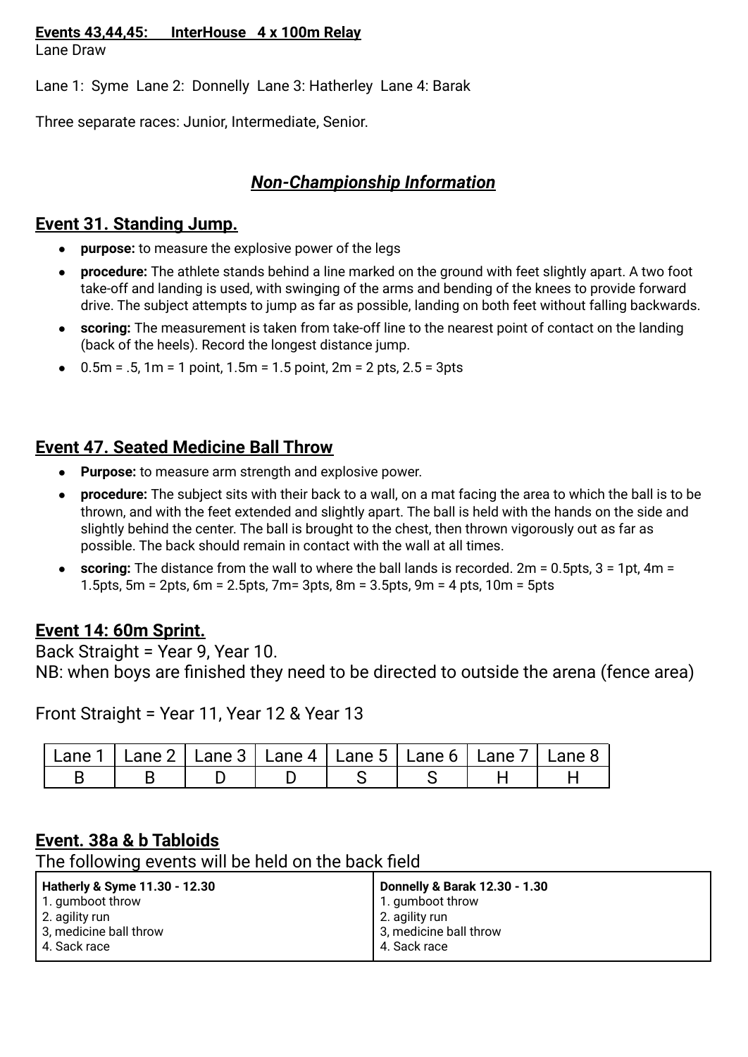**Events 43,44,45:      InterHouse   4 x 100m Relay**

Lane Draw

Lane 1:  Syme  Lane 2:  Donnelly  Lane 3: Hatherley  Lane 4: Barak

Three separate races: Junior, Intermediate, Senior.

## ***Non-Championship Information***

## Event 31. Standing Jump.

- **purpose:** to measure the explosive power of the legs
- **procedure:** The athlete stands behind a line marked on the ground with feet slightly apart. A two foot take-off and landing is used, with swinging of the arms and bending of the knees to provide forward drive. The subject attempts to jump as far as possible, landing on both feet without falling backwards.
- **scoring:** The measurement is taken from take-off line to the nearest point of contact on the landing (back of the heels). Record the longest distance jump.
- 0.5m = .5, 1m = 1 point, 1.5m = 1.5 point, 2m = 2 pts, 2.5 = 3pts

## Event 47. Seated Medicine Ball Throw

- **Purpose:** to measure arm strength and explosive power.
- **procedure:** The subject sits with their back to a wall, on a mat facing the area to which the ball is to be thrown, and with the feet extended and slightly apart. The ball is held with the hands on the side and slightly behind the center. The ball is brought to the chest, then thrown vigorously out as far as possible. The back should remain in contact with the wall at all times.
- **scoring:** The distance from the wall to where the ball lands is recorded. 2m = 0.5pts, 3 = 1pt, 4m = 1.5pts, 5m = 2pts, 6m = 2.5pts, 7m= 3pts, 8m = 3.5pts, 9m = 4 pts, 10m = 5pts

## Event 14: 60m Sprint.

Back Straight = Year 9, Year 10.

NB: when boys are finished they need to be directed to outside the arena (fence area)

Front Straight = Year 11, Year 12 & Year 13

| Lane 1 | Lane 2 | Lane 3 | Lane 4 | Lane 5 | Lane 6 | Lane 7 | Lane 8 |
|---|---|---|---|---|---|---|---|
| B | B | D | D | S | S | H | H |

## Event. 38a & b Tabloids

The following events will be held on the back field

| **Hatherly & Syme 11.30 - 12.30** | **Donnelly & Barak 12.30 - 1.30** |
|---|---|
| 1. gumboot throw<br>2. agility run<br>3, medicine ball throw<br>4. Sack race | 1. gumboot throw<br>2. agility run<br>3, medicine ball throw<br>4. Sack race |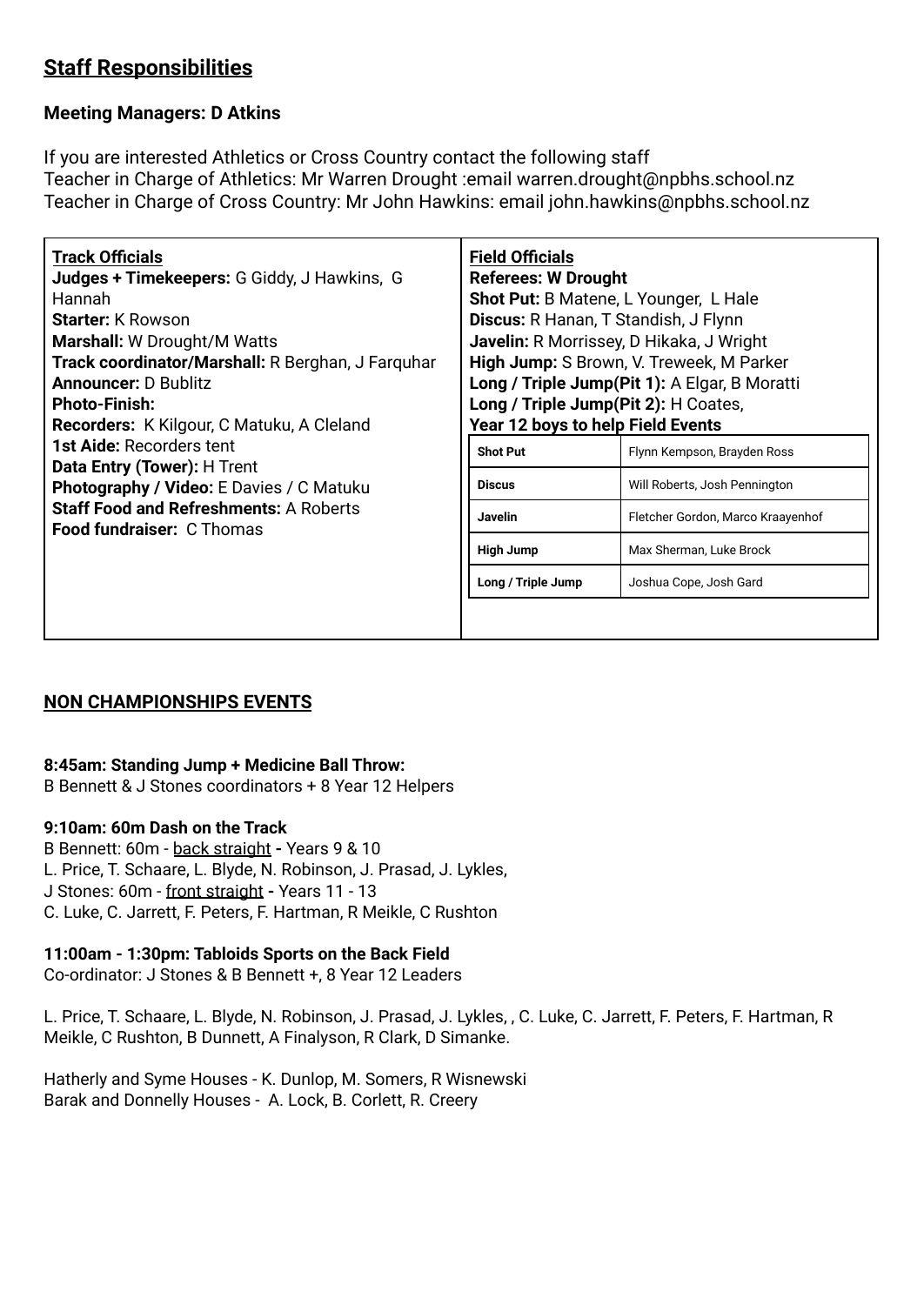## Staff Responsibilities

**Meeting Managers: D Atkins**

If you are interested Athletics or Cross Country contact the following staff
Teacher in Charge of Athletics: Mr Warren Drought :email warren.drought@npbhs.school.nz
Teacher in Charge of Cross Country: Mr John Hawkins: email john.hawkins@npbhs.school.nz

**Track Officials**
**Judges + Timekeepers:** G Giddy, J Hawkins, G Hannah
**Starter:** K Rowson
**Marshall:** W Drought/M Watts
**Track coordinator/Marshall:** R Berghan, J Farquhar
**Announcer:** D Bublitz
**Photo-Finish:**
**Recorders:** K Kilgour, C Matuku, A Cleland
**1st Aide:** Recorders tent
**Data Entry (Tower):** H Trent
**Photography / Video:** E Davies / C Matuku
**Staff Food and Refreshments:** A Roberts
**Food fundraiser:** C Thomas

**Field Officials**
**Referees: W Drought**
**Shot Put:** B Matene, L Younger, L Hale
**Discus:** R Hanan, T Standish, J Flynn
**Javelin:** R Morrissey, D Hikaka, J Wright
**High Jump:** S Brown, V. Treweek, M Parker
**Long / Triple Jump(Pit 1):** A Elgar, B Moratti
**Long / Triple Jump(Pit 2):** H Coates,
**Year 12 boys to help Field Events**

| Event | Helpers |
|---|---|
| **Shot Put** | Flynn Kempson, Brayden Ross |
| **Discus** | Will Roberts, Josh Pennington |
| **Javelin** | Fletcher Gordon, Marco Kraayenhof |
| **High Jump** | Max Sherman, Luke Brock |
| **Long / Triple Jump** | Joshua Cope, Josh Gard |

## NON CHAMPIONSHIPS EVENTS

**8:45am: Standing Jump + Medicine Ball Throw:**
B Bennett & J Stones coordinators + 8 Year 12 Helpers

**9:10am: 60m Dash on the Track**
B Bennett: 60m - back straight **-** Years 9 & 10
L. Price, T. Schaare, L. Blyde, N. Robinson, J. Prasad, J. Lykles,
J Stones: 60m - front straight **-** Years 11 - 13
C. Luke, C. Jarrett, F. Peters, F. Hartman, R Meikle, C Rushton

**11:00am - 1:30pm: Tabloids Sports on the Back Field**
Co-ordinator: J Stones & B Bennett +, 8 Year 12 Leaders

L. Price, T. Schaare, L. Blyde, N. Robinson, J. Prasad, J. Lykles, , C. Luke, C. Jarrett, F. Peters, F. Hartman, R Meikle, C Rushton, B Dunnett, A Finalyson, R Clark, D Simanke.

Hatherly and Syme Houses - K. Dunlop, M. Somers, R Wisnewski
Barak and Donnelly Houses - A. Lock, B. Corlett, R. Creery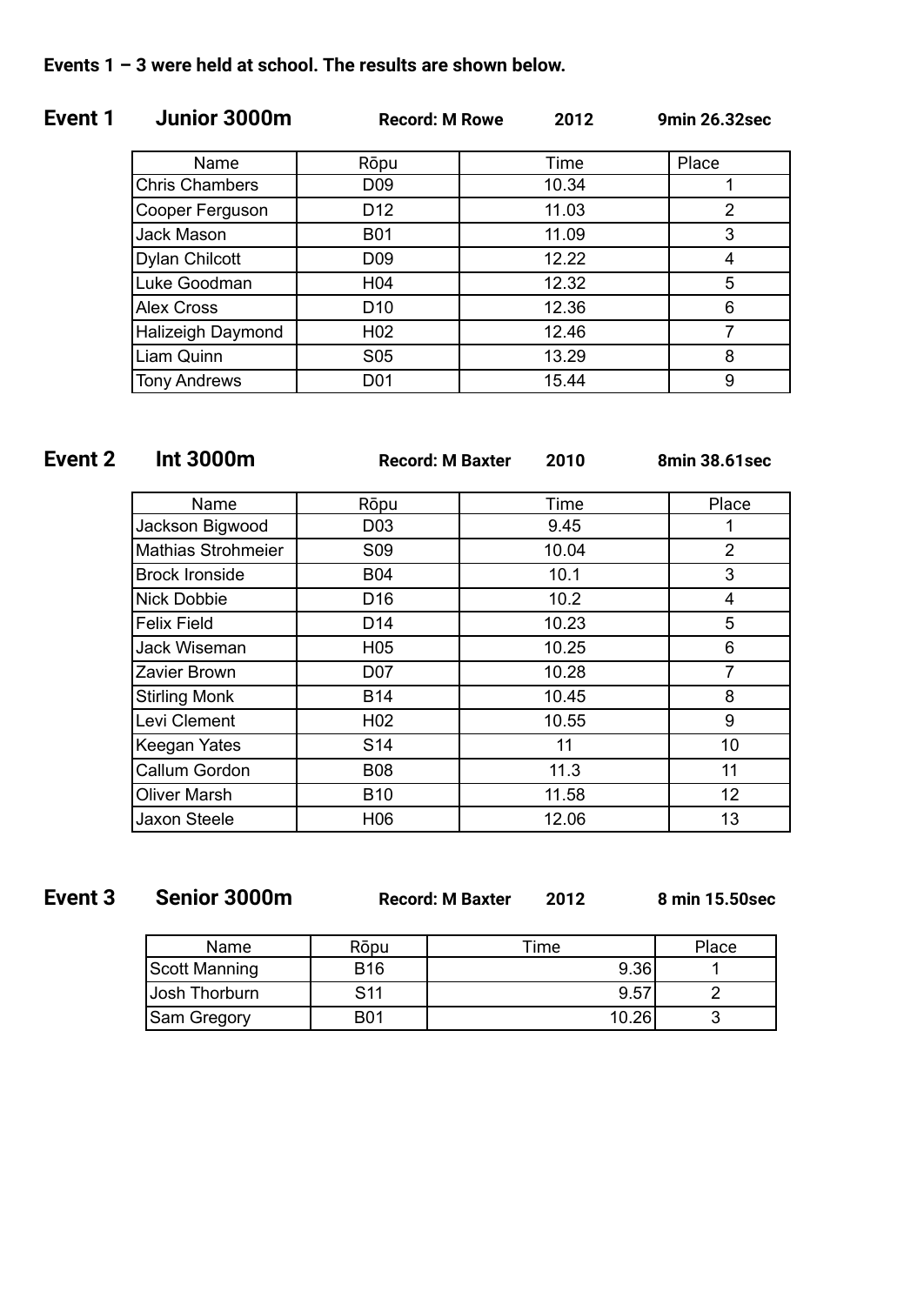**Events 1 – 3 were held at school. The results are shown below.**

## Event 1 Junior 3000m

**Record: M Rowe 2012 9min 26.32sec**

| Name | Rōpu | Time | Place |
|---|---|---|---|
| Chris Chambers | D09 | 10.34 | 1 |
| Cooper Ferguson | D12 | 11.03 | 2 |
| Jack Mason | B01 | 11.09 | 3 |
| Dylan Chilcott | D09 | 12.22 | 4 |
| Luke Goodman | H04 | 12.32 | 5 |
| Alex Cross | D10 | 12.36 | 6 |
| Halizeigh Daymond | H02 | 12.46 | 7 |
| Liam Quinn | S05 | 13.29 | 8 |
| Tony Andrews | D01 | 15.44 | 9 |

## Event 2 Int 3000m

**Record: M Baxter 2010 8min 38.61sec**

| Name | Rōpu | Time | Place |
|---|---|---|---|
| Jackson Bigwood | D03 | 9.45 | 1 |
| Mathias Strohmeier | S09 | 10.04 | 2 |
| Brock Ironside | B04 | 10.1 | 3 |
| Nick Dobbie | D16 | 10.2 | 4 |
| Felix Field | D14 | 10.23 | 5 |
| Jack Wiseman | H05 | 10.25 | 6 |
| Zavier Brown | D07 | 10.28 | 7 |
| Stirling Monk | B14 | 10.45 | 8 |
| Levi Clement | H02 | 10.55 | 9 |
| Keegan Yates | S14 | 11 | 10 |
| Callum Gordon | B08 | 11.3 | 11 |
| Oliver Marsh | B10 | 11.58 | 12 |
| Jaxon Steele | H06 | 12.06 | 13 |

## Event 3 Senior 3000m

**Record: M Baxter 2012 8 min 15.50sec**

| Name | Rōpu | Time | Place |
|---|---|---|---|
| Scott Manning | B16 | 9.36 | 1 |
| Josh Thorburn | S11 | 9.57 | 2 |
| Sam Gregory | B01 | 10.26 | 3 |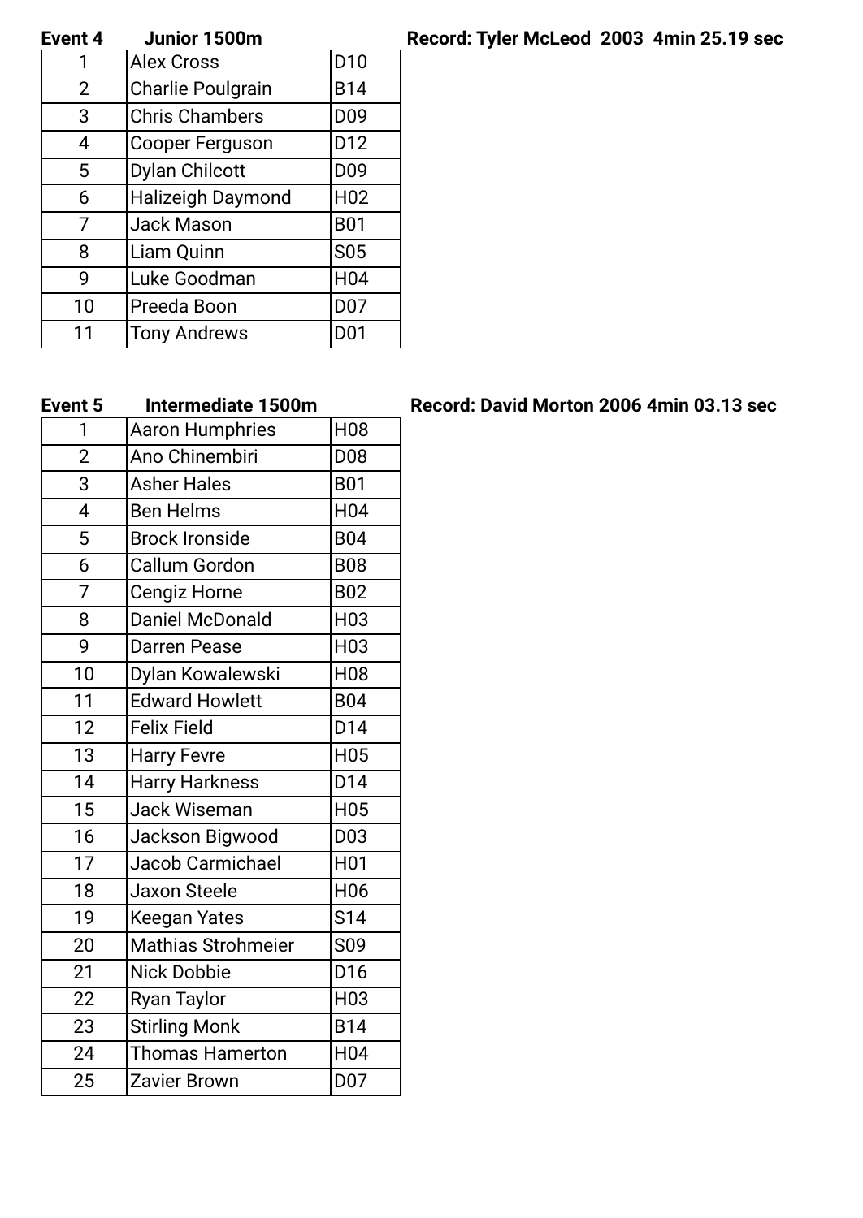**Event 4 Junior 1500m** **Record: Tyler McLeod 2003 4min 25.19 sec**

| | | |
|---|---|---|
| 1 | Alex Cross | D10 |
| 2 | Charlie Poulgrain | B14 |
| 3 | Chris Chambers | D09 |
| 4 | Cooper Ferguson | D12 |
| 5 | Dylan Chilcott | D09 |
| 6 | Halizeigh Daymond | H02 |
| 7 | Jack Mason | B01 |
| 8 | Liam Quinn | S05 |
| 9 | Luke Goodman | H04 |
| 10 | Preeda Boon | D07 |
| 11 | Tony Andrews | D01 |

**Event 5 Intermediate 1500m** **Record: David Morton 2006 4min 03.13 sec**

| | | |
|---|---|---|
| 1 | Aaron Humphries | H08 |
| 2 | Ano Chinembiri | D08 |
| 3 | Asher Hales | B01 |
| 4 | Ben Helms | H04 |
| 5 | Brock Ironside | B04 |
| 6 | Callum Gordon | B08 |
| 7 | Cengiz Horne | B02 |
| 8 | Daniel McDonald | H03 |
| 9 | Darren Pease | H03 |
| 10 | Dylan Kowalewski | H08 |
| 11 | Edward Howlett | B04 |
| 12 | Felix Field | D14 |
| 13 | Harry Fevre | H05 |
| 14 | Harry Harkness | D14 |
| 15 | Jack Wiseman | H05 |
| 16 | Jackson Bigwood | D03 |
| 17 | Jacob Carmichael | H01 |
| 18 | Jaxon Steele | H06 |
| 19 | Keegan Yates | S14 |
| 20 | Mathias Strohmeier | S09 |
| 21 | Nick Dobbie | D16 |
| 22 | Ryan Taylor | H03 |
| 23 | Stirling Monk | B14 |
| 24 | Thomas Hamerton | H04 |
| 25 | Zavier Brown | D07 |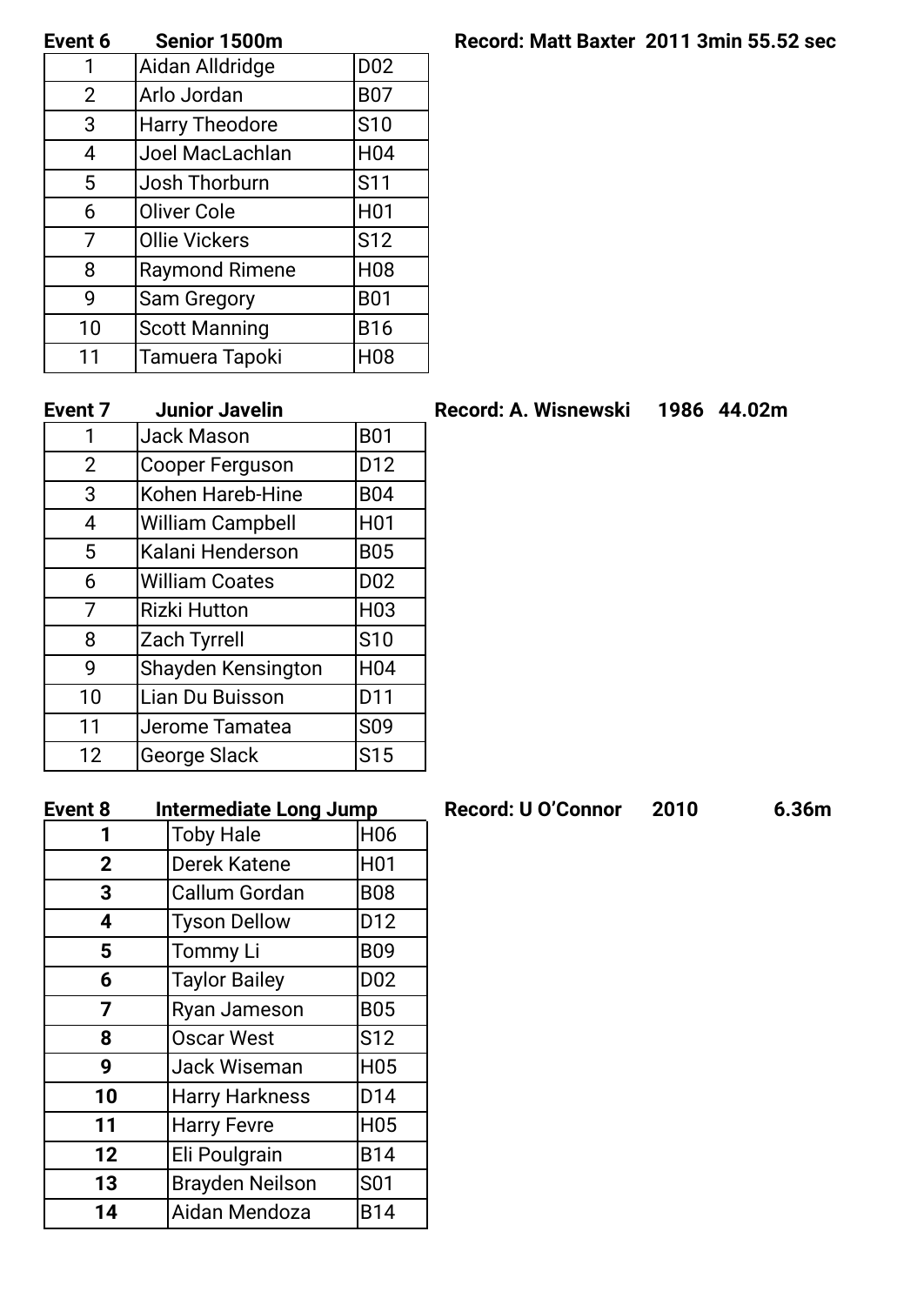**Event 6** **Senior 1500m** **Record: Matt Baxter 2011 3min 55.52 sec**

| | | |
|---|---|---|
| 1 | Aidan Alldridge | D02 |
| 2 | Arlo Jordan | B07 |
| 3 | Harry Theodore | S10 |
| 4 | Joel MacLachlan | H04 |
| 5 | Josh Thorburn | S11 |
| 6 | Oliver Cole | H01 |
| 7 | Ollie Vickers | S12 |
| 8 | Raymond Rimene | H08 |
| 9 | Sam Gregory | B01 |
| 10 | Scott Manning | B16 |
| 11 | Tamuera Tapoki | H08 |

**Event 7** **Junior Javelin** **Record: A. Wisnewski 1986 44.02m**

| | | |
|---|---|---|
| 1 | Jack Mason | B01 |
| 2 | Cooper Ferguson | D12 |
| 3 | Kohen Hareb-Hine | B04 |
| 4 | William Campbell | H01 |
| 5 | Kalani Henderson | B05 |
| 6 | William Coates | D02 |
| 7 | Rizki Hutton | H03 |
| 8 | Zach Tyrrell | S10 |
| 9 | Shayden Kensington | H04 |
| 10 | Lian Du Buisson | D11 |
| 11 | Jerome Tamatea | S09 |
| 12 | George Slack | S15 |

**Event 8** **Intermediate Long Jump** **Record: U O'Connor 2010 6.36m**

| | | |
|---|---|---|
| **1** | Toby Hale | H06 |
| **2** | Derek Katene | H01 |
| **3** | Callum Gordan | B08 |
| **4** | Tyson Dellow | D12 |
| **5** | Tommy Li | B09 |
| **6** | Taylor Bailey | D02 |
| **7** | Ryan Jameson | B05 |
| **8** | Oscar West | S12 |
| **9** | Jack Wiseman | H05 |
| **10** | Harry Harkness | D14 |
| **11** | Harry Fevre | H05 |
| **12** | Eli Poulgrain | B14 |
| **13** | Brayden Neilson | S01 |
| **14** | Aidan Mendoza | B14 |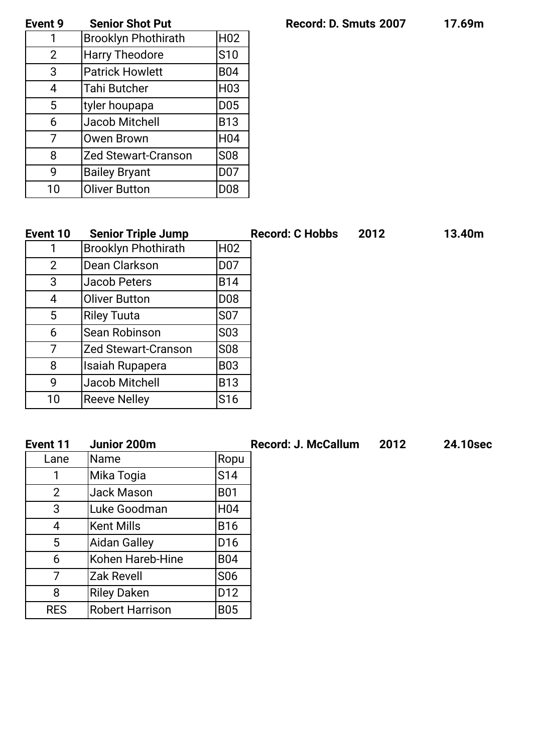**Event 9 Senior Shot Put** **Record: D. Smuts 2007 17.69m**

| | | |
|---|---|---|
| 1 | Brooklyn Phothirath | H02 |
| 2 | Harry Theodore | S10 |
| 3 | Patrick Howlett | B04 |
| 4 | Tahi Butcher | H03 |
| 5 | tyler houpapa | D05 |
| 6 | Jacob Mitchell | B13 |
| 7 | Owen Brown | H04 |
| 8 | Zed Stewart-Cranson | S08 |
| 9 | Bailey Bryant | D07 |
| 10 | Oliver Button | D08 |

**Event 10 Senior Triple Jump** **Record: C Hobbs 2012 13.40m**

| | | |
|---|---|---|
| 1 | Brooklyn Phothirath | H02 |
| 2 | Dean Clarkson | D07 |
| 3 | Jacob Peters | B14 |
| 4 | Oliver Button | D08 |
| 5 | Riley Tuuta | S07 |
| 6 | Sean Robinson | S03 |
| 7 | Zed Stewart-Cranson | S08 |
| 8 | Isaiah Rupapera | B03 |
| 9 | Jacob Mitchell | B13 |
| 10 | Reeve Nelley | S16 |

**Event 11 Junior 200m** **Record: J. McCallum 2012 24.10sec**

| Lane | Name | Ropu |
|---|---|---|
| 1 | Mika Togia | S14 |
| 2 | Jack Mason | B01 |
| 3 | Luke Goodman | H04 |
| 4 | Kent Mills | B16 |
| 5 | Aidan Galley | D16 |
| 6 | Kohen Hareb-Hine | B04 |
| 7 | Zak Revell | S06 |
| 8 | Riley Daken | D12 |
| RES | Robert Harrison | B05 |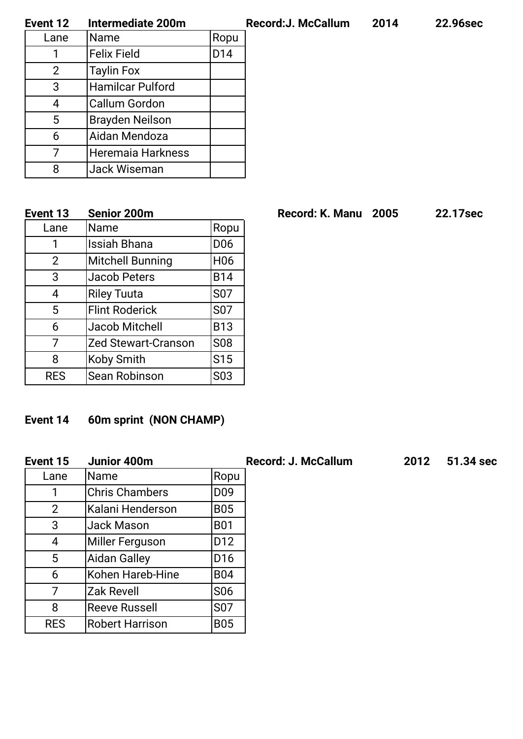**Event 12 Intermediate 200m** **Record:J. McCallum 2014 22.96sec**

| Lane | Name | Ropu |
|---|---|---|
| 1 | Felix Field | D14 |
| 2 | Taylin Fox | |
| 3 | Hamilcar Pulford | |
| 4 | Callum Gordon | |
| 5 | Brayden Neilson | |
| 6 | Aidan Mendoza | |
| 7 | Heremaia Harkness | |
| 8 | Jack Wiseman | |

**Event 13 Senior 200m** **Record: K. Manu 2005 22.17sec**

| Lane | Name | Ropu |
|---|---|---|
| 1 | Issiah Bhana | D06 |
| 2 | Mitchell Bunning | H06 |
| 3 | Jacob Peters | B14 |
| 4 | Riley Tuuta | S07 |
| 5 | Flint Roderick | S07 |
| 6 | Jacob Mitchell | B13 |
| 7 | Zed Stewart-Cranson | S08 |
| 8 | Koby Smith | S15 |
| RES | Sean Robinson | S03 |

**Event 14 60m sprint (NON CHAMP)**

**Event 15 Junior 400m** **Record: J. McCallum 2012 51.34 sec**

| Lane | Name | Ropu |
|---|---|---|
| 1 | Chris Chambers | D09 |
| 2 | Kalani Henderson | B05 |
| 3 | Jack Mason | B01 |
| 4 | Miller Ferguson | D12 |
| 5 | Aidan Galley | D16 |
| 6 | Kohen Hareb-Hine | B04 |
| 7 | Zak Revell | S06 |
| 8 | Reeve Russell | S07 |
| RES | Robert Harrison | B05 |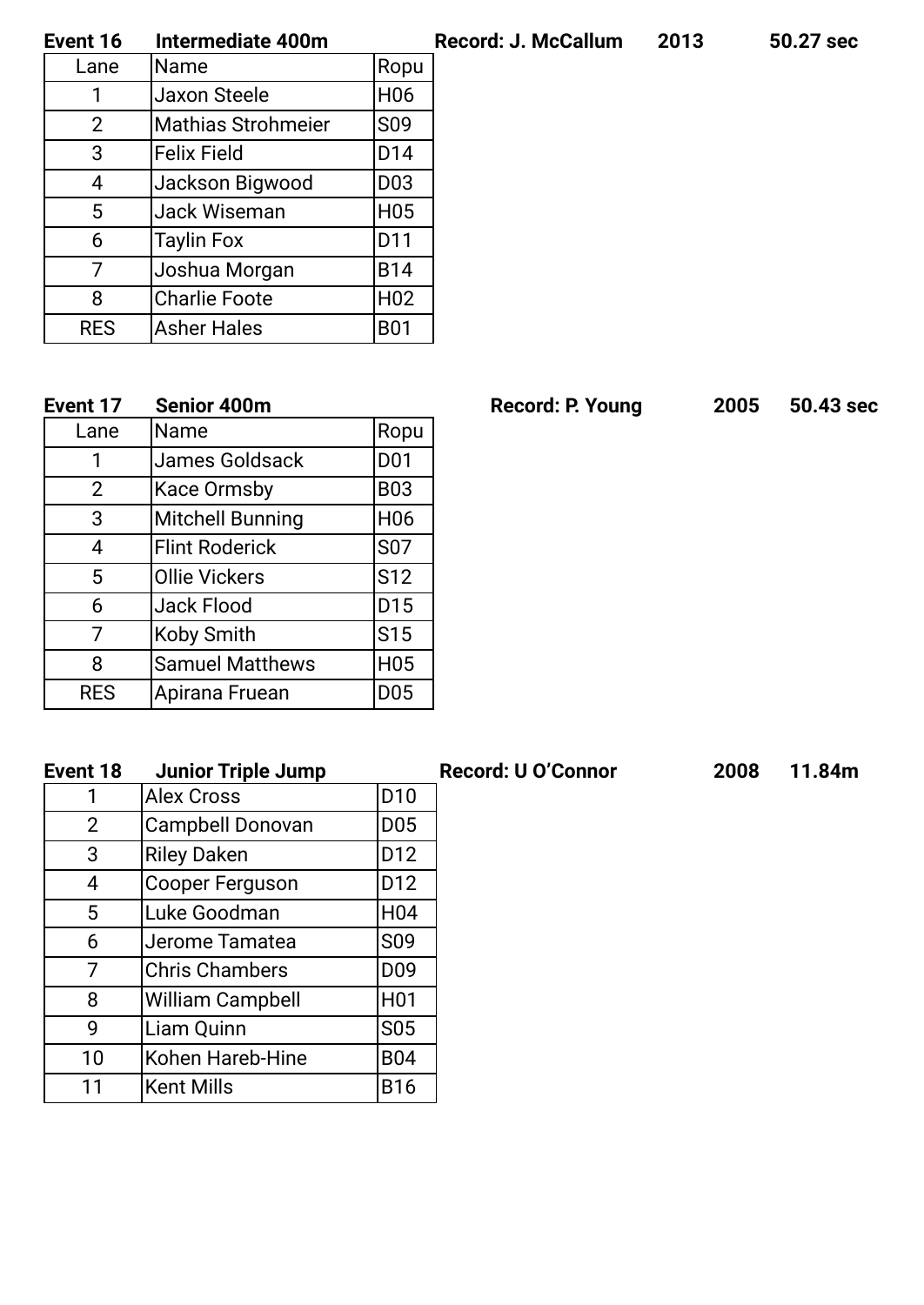**Event 16** **Intermediate 400m** **Record: J. McCallum** **2013** **50.27 sec**

| Lane | Name | Ropu |
|---|---|---|
| 1 | Jaxon Steele | H06 |
| 2 | Mathias Strohmeier | S09 |
| 3 | Felix Field | D14 |
| 4 | Jackson Bigwood | D03 |
| 5 | Jack Wiseman | H05 |
| 6 | Taylin Fox | D11 |
| 7 | Joshua Morgan | B14 |
| 8 | Charlie Foote | H02 |
| RES | Asher Hales | B01 |

**Event 17** **Senior 400m** **Record: P. Young** **2005** **50.43 sec**

| Lane | Name | Ropu |
|---|---|---|
| 1 | James Goldsack | D01 |
| 2 | Kace Ormsby | B03 |
| 3 | Mitchell Bunning | H06 |
| 4 | Flint Roderick | S07 |
| 5 | Ollie Vickers | S12 |
| 6 | Jack Flood | D15 |
| 7 | Koby Smith | S15 |
| 8 | Samuel Matthews | H05 |
| RES | Apirana Fruean | D05 |

**Event 18** **Junior Triple Jump** **Record: U O'Connor** **2008** **11.84m**

| | | |
|---|---|---|
| 1 | Alex Cross | D10 |
| 2 | Campbell Donovan | D05 |
| 3 | Riley Daken | D12 |
| 4 | Cooper Ferguson | D12 |
| 5 | Luke Goodman | H04 |
| 6 | Jerome Tamatea | S09 |
| 7 | Chris Chambers | D09 |
| 8 | William Campbell | H01 |
| 9 | Liam Quinn | S05 |
| 10 | Kohen Hareb-Hine | B04 |
| 11 | Kent Mills | B16 |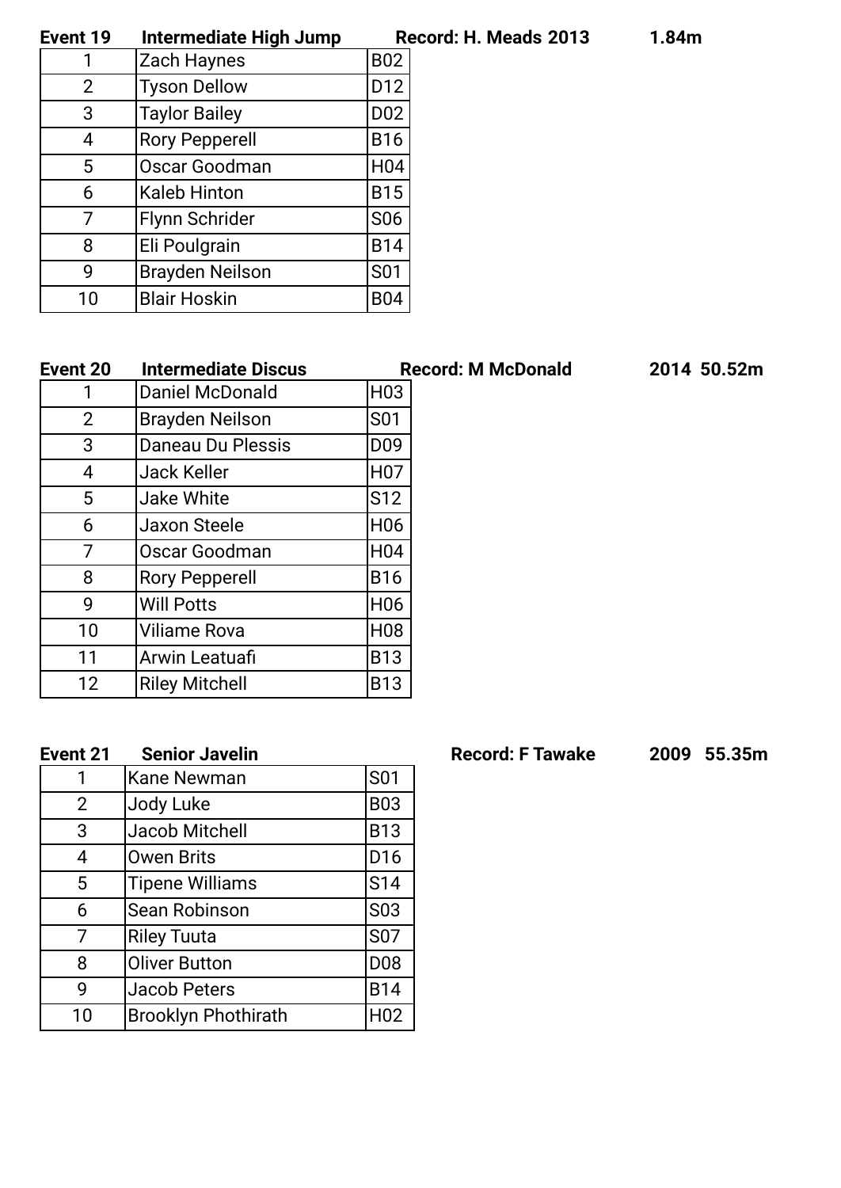**Event 19 Intermediate High Jump Record: H. Meads 2013 1.84m**

| | | |
|---|---|---|
| 1 | Zach Haynes | B02 |
| 2 | Tyson Dellow | D12 |
| 3 | Taylor Bailey | D02 |
| 4 | Rory Pepperell | B16 |
| 5 | Oscar Goodman | H04 |
| 6 | Kaleb Hinton | B15 |
| 7 | Flynn Schrider | S06 |
| 8 | Eli Poulgrain | B14 |
| 9 | Brayden Neilson | S01 |
| 10 | Blair Hoskin | B04 |

**Event 20 Intermediate Discus Record: M McDonald 2014 50.52m**

| | | |
|---|---|---|
| 1 | Daniel McDonald | H03 |
| 2 | Brayden Neilson | S01 |
| 3 | Daneau Du Plessis | D09 |
| 4 | Jack Keller | H07 |
| 5 | Jake White | S12 |
| 6 | Jaxon Steele | H06 |
| 7 | Oscar Goodman | H04 |
| 8 | Rory Pepperell | B16 |
| 9 | Will Potts | H06 |
| 10 | Viliame Rova | H08 |
| 11 | Arwin Leatuafi | B13 |
| 12 | Riley Mitchell | B13 |

**Event 21 Senior Javelin Record: F Tawake 2009 55.35m**

| | | |
|---|---|---|
| 1 | Kane Newman | S01 |
| 2 | Jody Luke | B03 |
| 3 | Jacob Mitchell | B13 |
| 4 | Owen Brits | D16 |
| 5 | Tipene Williams | S14 |
| 6 | Sean Robinson | S03 |
| 7 | Riley Tuuta | S07 |
| 8 | Oliver Button | D08 |
| 9 | Jacob Peters | B14 |
| 10 | Brooklyn Phothirath | H02 |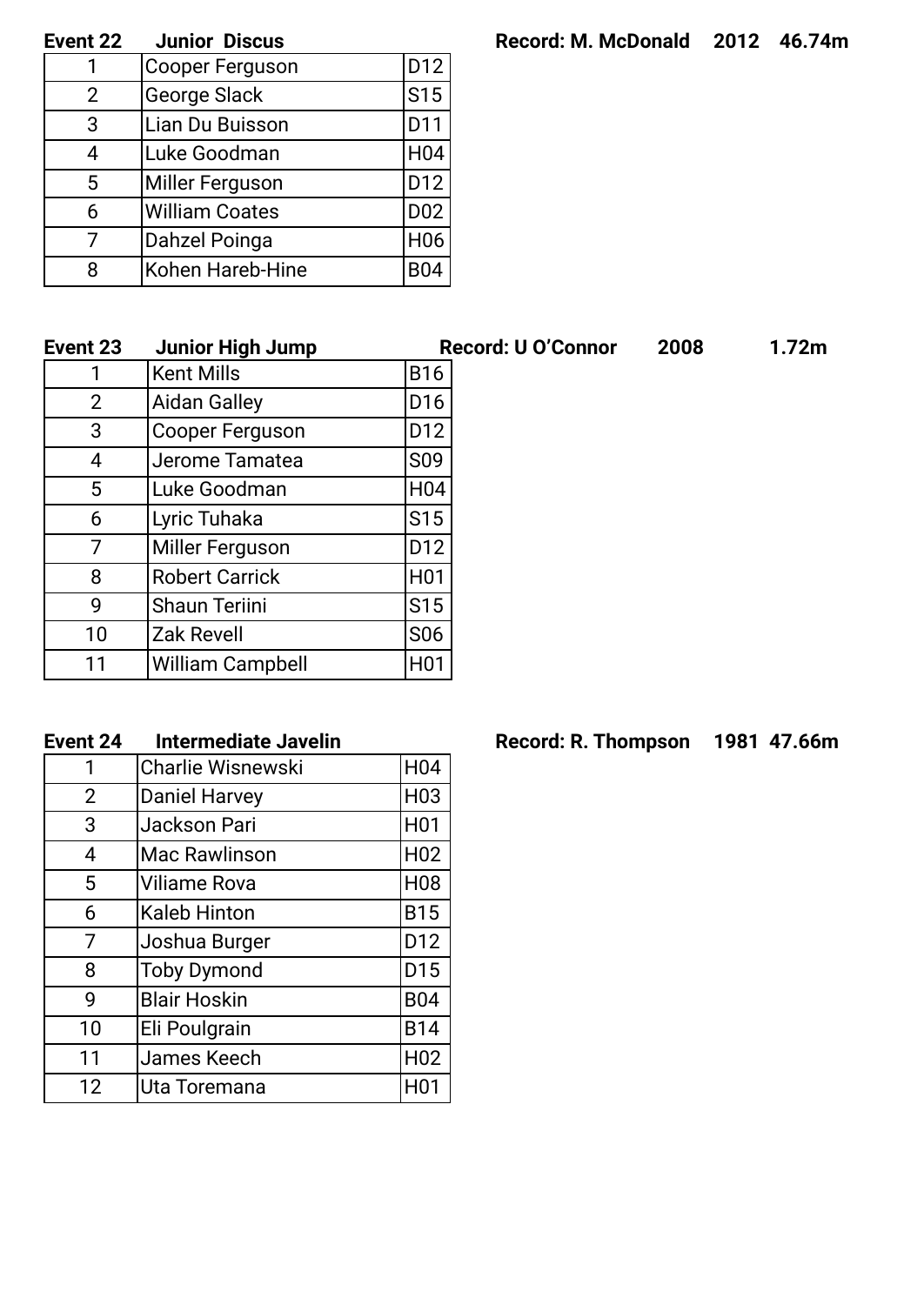**Event 22 Junior Discus** **Record: M. McDonald 2012 46.74m**

| | | |
|---|---|---|
| 1 | Cooper Ferguson | D12 |
| 2 | George Slack | S15 |
| 3 | Lian Du Buisson | D11 |
| 4 | Luke Goodman | H04 |
| 5 | Miller Ferguson | D12 |
| 6 | William Coates | D02 |
| 7 | Dahzel Poinga | H06 |
| 8 | Kohen Hareb-Hine | B04 |

**Event 23 Junior High Jump** **Record: U O'Connor 2008 1.72m**

| | | |
|---|---|---|
| 1 | Kent Mills | B16 |
| 2 | Aidan Galley | D16 |
| 3 | Cooper Ferguson | D12 |
| 4 | Jerome Tamatea | S09 |
| 5 | Luke Goodman | H04 |
| 6 | Lyric Tuhaka | S15 |
| 7 | Miller Ferguson | D12 |
| 8 | Robert Carrick | H01 |
| 9 | Shaun Teriini | S15 |
| 10 | Zak Revell | S06 |
| 11 | William Campbell | H01 |

**Event 24 Intermediate Javelin** **Record: R. Thompson 1981 47.66m**

| | | |
|---|---|---|
| 1 | Charlie Wisnewski | H04 |
| 2 | Daniel Harvey | H03 |
| 3 | Jackson Pari | H01 |
| 4 | Mac Rawlinson | H02 |
| 5 | Viliame Rova | H08 |
| 6 | Kaleb Hinton | B15 |
| 7 | Joshua Burger | D12 |
| 8 | Toby Dymond | D15 |
| 9 | Blair Hoskin | B04 |
| 10 | Eli Poulgrain | B14 |
| 11 | James Keech | H02 |
| 12 | Uta Toremana | H01 |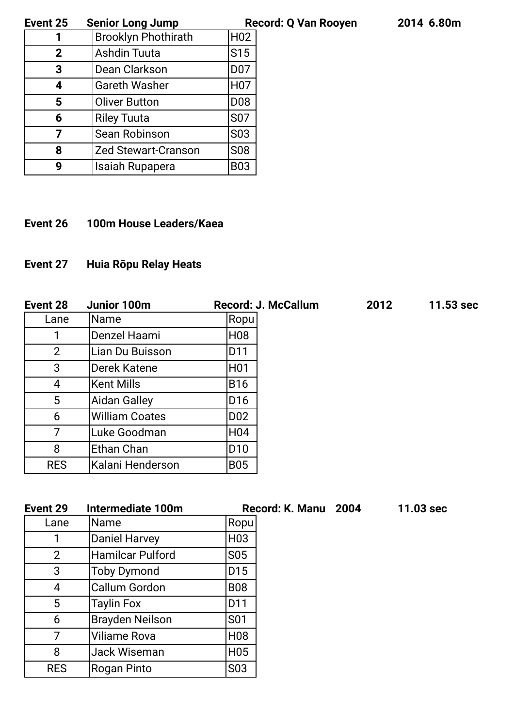**Event 25 Senior Long Jump Record: Q Van Rooyen 2014 6.80m**

| | | |
|---|---|---|
| **1** | Brooklyn Phothirath | H02 |
| **2** | Ashdin Tuuta | S15 |
| **3** | Dean Clarkson | D07 |
| **4** | Gareth Washer | H07 |
| **5** | Oliver Button | D08 |
| **6** | Riley Tuuta | S07 |
| **7** | Sean Robinson | S03 |
| **8** | Zed Stewart-Cranson | S08 |
| **9** | Isaiah Rupapera | B03 |

**Event 26 100m House Leaders/Kaea**

**Event 27 Huia Rōpu Relay Heats**

**Event 28 Junior 100m Record: J. McCallum 2012 11.53 sec**

| Lane | Name | Ropu |
|---|---|---|
| 1 | Denzel Haami | H08 |
| 2 | Lian Du Buisson | D11 |
| 3 | Derek Katene | H01 |
| 4 | Kent Mills | B16 |
| 5 | Aidan Galley | D16 |
| 6 | William Coates | D02 |
| 7 | Luke Goodman | H04 |
| 8 | Ethan Chan | D10 |
| RES | Kalani Henderson | B05 |

**Event 29 Intermediate 100m Record: K. Manu 2004 11.03 sec**

| Lane | Name | Ropu |
|---|---|---|
| 1 | Daniel Harvey | H03 |
| 2 | Hamilcar Pulford | S05 |
| 3 | Toby Dymond | D15 |
| 4 | Callum Gordon | B08 |
| 5 | Taylin Fox | D11 |
| 6 | Brayden Neilson | S01 |
| 7 | Viliame Rova | H08 |
| 8 | Jack Wiseman | H05 |
| RES | Rogan Pinto | S03 |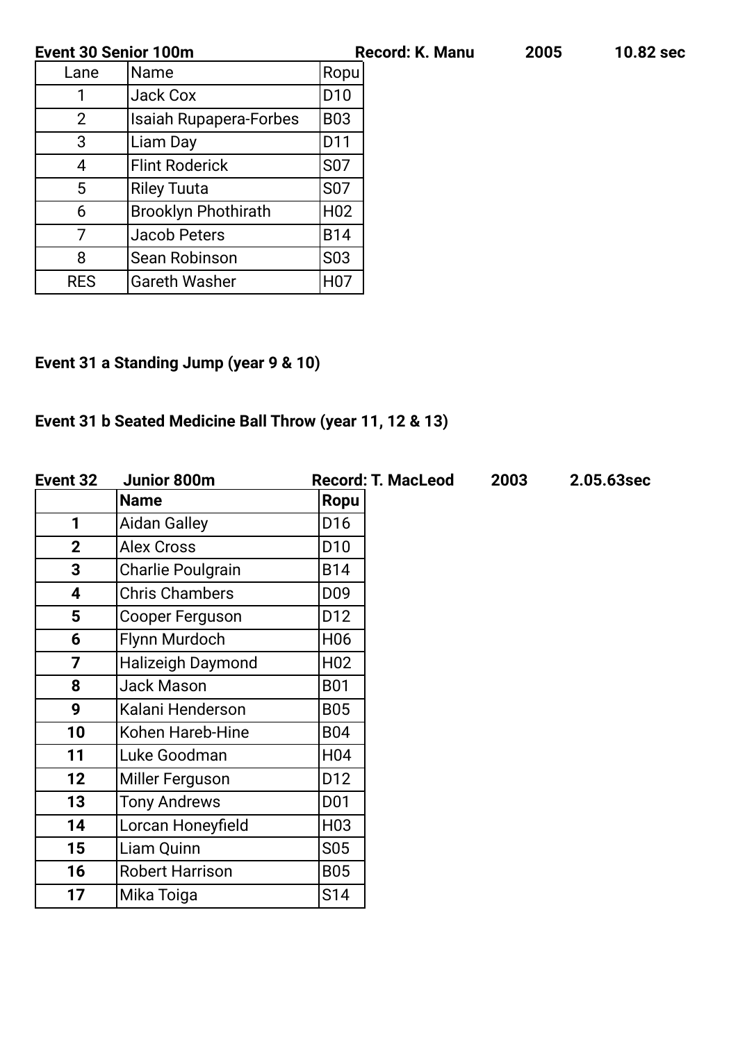**Event 30 Senior 100m** **Record: K. Manu** **2005** **10.82 sec**

| Lane | Name | Ropu |
|---|---|---|
| 1 | Jack Cox | D10 |
| 2 | Isaiah Rupapera-Forbes | B03 |
| 3 | Liam Day | D11 |
| 4 | Flint Roderick | S07 |
| 5 | Riley Tuuta | S07 |
| 6 | Brooklyn Phothirath | H02 |
| 7 | Jacob Peters | B14 |
| 8 | Sean Robinson | S03 |
| RES | Gareth Washer | H07 |

**Event 31 a Standing Jump (year 9 & 10)**

**Event 31 b Seated Medicine Ball Throw (year 11, 12 & 13)**

**Event 32** **Junior 800m** **Record: T. MacLeod** **2003** **2.05.63sec**

| | **Name** | **Ropu** |
|---|---|---|
| **1** | Aidan Galley | D16 |
| **2** | Alex Cross | D10 |
| **3** | Charlie Poulgrain | B14 |
| **4** | Chris Chambers | D09 |
| **5** | Cooper Ferguson | D12 |
| **6** | Flynn Murdoch | H06 |
| **7** | Halizeigh Daymond | H02 |
| **8** | Jack Mason | B01 |
| **9** | Kalani Henderson | B05 |
| **10** | Kohen Hareb-Hine | B04 |
| **11** | Luke Goodman | H04 |
| **12** | Miller Ferguson | D12 |
| **13** | Tony Andrews | D01 |
| **14** | Lorcan Honeyfield | H03 |
| **15** | Liam Quinn | S05 |
| **16** | Robert Harrison | B05 |
| **17** | Mika Toiga | S14 |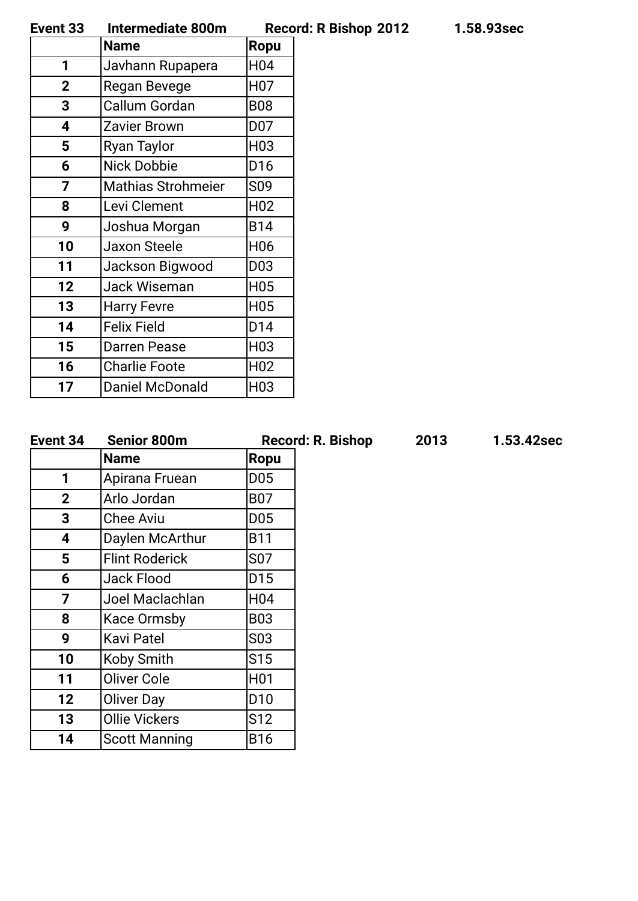**Event 33 Intermediate 800m Record: R Bishop 2012 1.58.93sec**

| | Name | Ropu |
|---|---|---|
| 1 | Javhann Rupapera | H04 |
| 2 | Regan Bevege | H07 |
| 3 | Callum Gordan | B08 |
| 4 | Zavier Brown | D07 |
| 5 | Ryan Taylor | H03 |
| 6 | Nick Dobbie | D16 |
| 7 | Mathias Strohmeier | S09 |
| 8 | Levi Clement | H02 |
| 9 | Joshua Morgan | B14 |
| 10 | Jaxon Steele | H06 |
| 11 | Jackson Bigwood | D03 |
| 12 | Jack Wiseman | H05 |
| 13 | Harry Fevre | H05 |
| 14 | Felix Field | D14 |
| 15 | Darren Pease | H03 |
| 16 | Charlie Foote | H02 |
| 17 | Daniel McDonald | H03 |

**Event 34 Senior 800m Record: R. Bishop 2013 1.53.42sec**

| | Name | Ropu |
|---|---|---|
| 1 | Apirana Fruean | D05 |
| 2 | Arlo Jordan | B07 |
| 3 | Chee Aviu | D05 |
| 4 | Daylen McArthur | B11 |
| 5 | Flint Roderick | S07 |
| 6 | Jack Flood | D15 |
| 7 | Joel Maclachlan | H04 |
| 8 | Kace Ormsby | B03 |
| 9 | Kavi Patel | S03 |
| 10 | Koby Smith | S15 |
| 11 | Oliver Cole | H01 |
| 12 | Oliver Day | D10 |
| 13 | Ollie Vickers | S12 |
| 14 | Scott Manning | B16 |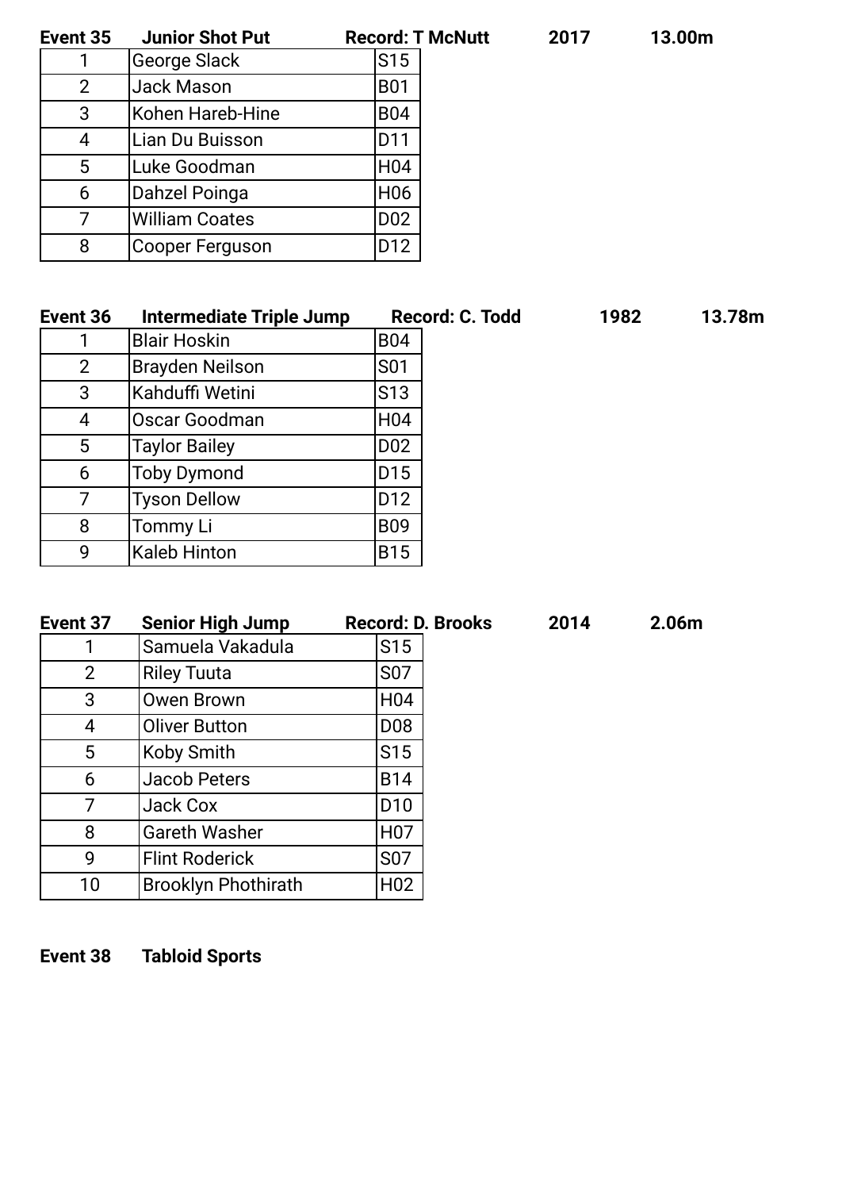**Event 35 Junior Shot Put Record: T McNutt 2017 13.00m**

| | | |
|---|---|---|
| 1 | George Slack | S15 |
| 2 | Jack Mason | B01 |
| 3 | Kohen Hareb-Hine | B04 |
| 4 | Lian Du Buisson | D11 |
| 5 | Luke Goodman | H04 |
| 6 | Dahzel Poinga | H06 |
| 7 | William Coates | D02 |
| 8 | Cooper Ferguson | D12 |

**Event 36 Intermediate Triple Jump Record: C. Todd 1982 13.78m**

| | | |
|---|---|---|
| 1 | Blair Hoskin | B04 |
| 2 | Brayden Neilson | S01 |
| 3 | Kahduffi Wetini | S13 |
| 4 | Oscar Goodman | H04 |
| 5 | Taylor Bailey | D02 |
| 6 | Toby Dymond | D15 |
| 7 | Tyson Dellow | D12 |
| 8 | Tommy Li | B09 |
| 9 | Kaleb Hinton | B15 |

**Event 37 Senior High Jump Record: D. Brooks 2014 2.06m**

| | | |
|---|---|---|
| 1 | Samuela Vakadula | S15 |
| 2 | Riley Tuuta | S07 |
| 3 | Owen Brown | H04 |
| 4 | Oliver Button | D08 |
| 5 | Koby Smith | S15 |
| 6 | Jacob Peters | B14 |
| 7 | Jack Cox | D10 |
| 8 | Gareth Washer | H07 |
| 9 | Flint Roderick | S07 |
| 10 | Brooklyn Phothirath | H02 |

**Event 38 Tabloid Sports**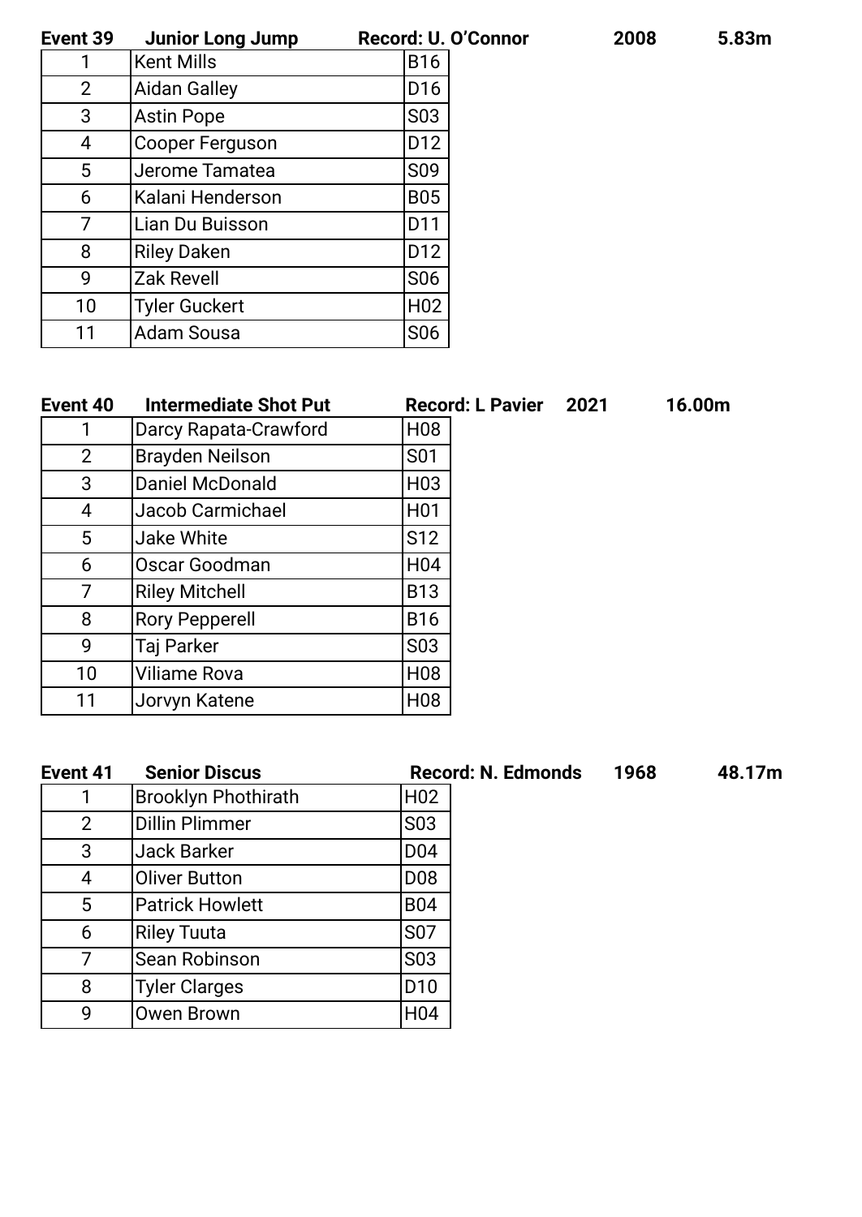**Event 39 Junior Long Jump Record: U. O'Connor 2008 5.83m**

| | | |
|---|---|---|
| 1 | Kent Mills | B16 |
| 2 | Aidan Galley | D16 |
| 3 | Astin Pope | S03 |
| 4 | Cooper Ferguson | D12 |
| 5 | Jerome Tamatea | S09 |
| 6 | Kalani Henderson | B05 |
| 7 | Lian Du Buisson | D11 |
| 8 | Riley Daken | D12 |
| 9 | Zak Revell | S06 |
| 10 | Tyler Guckert | H02 |
| 11 | Adam Sousa | S06 |

**Event 40 Intermediate Shot Put Record: L Pavier 2021 16.00m**

| | | |
|---|---|---|
| 1 | Darcy Rapata-Crawford | H08 |
| 2 | Brayden Neilson | S01 |
| 3 | Daniel McDonald | H03 |
| 4 | Jacob Carmichael | H01 |
| 5 | Jake White | S12 |
| 6 | Oscar Goodman | H04 |
| 7 | Riley Mitchell | B13 |
| 8 | Rory Pepperell | B16 |
| 9 | Taj Parker | S03 |
| 10 | Viliame Rova | H08 |
| 11 | Jorvyn Katene | H08 |

**Event 41 Senior Discus Record: N. Edmonds 1968 48.17m**

| | | |
|---|---|---|
| 1 | Brooklyn Phothirath | H02 |
| 2 | Dillin Plimmer | S03 |
| 3 | Jack Barker | D04 |
| 4 | Oliver Button | D08 |
| 5 | Patrick Howlett | B04 |
| 6 | Riley Tuuta | S07 |
| 7 | Sean Robinson | S03 |
| 8 | Tyler Clarges | D10 |
| 9 | Owen Brown | H04 |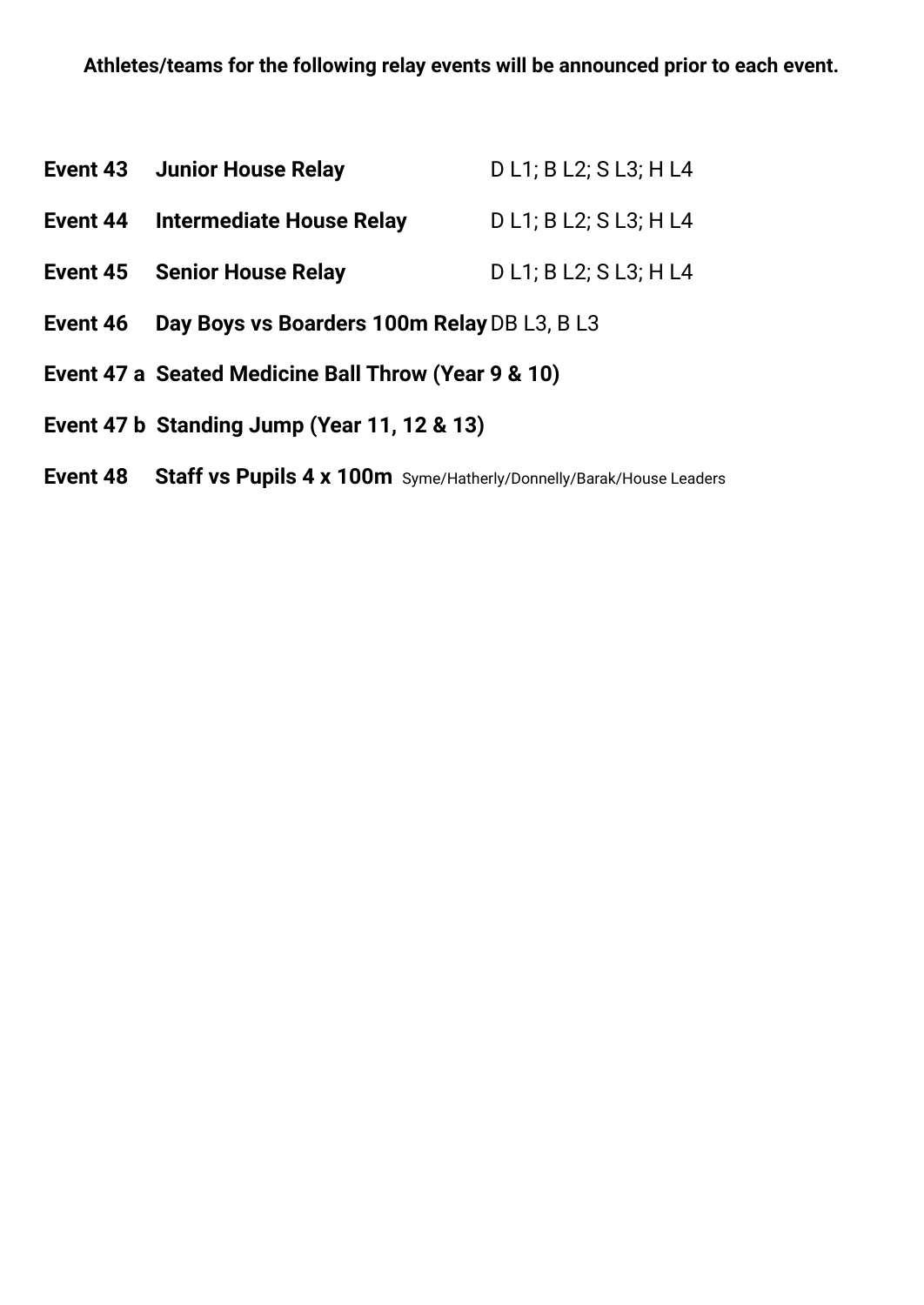**Athletes/teams for the following relay events will be announced prior to each event.**

**Event 43 Junior House Relay** D L1; B L2; S L3; H L4

**Event 44 Intermediate House Relay** D L1; B L2; S L3; H L4

**Event 45 Senior House Relay** D L1; B L2; S L3; H L4

**Event 46 Day Boys vs Boarders 100m Relay** DB L3, B L3

**Event 47 a Seated Medicine Ball Throw (Year 9 & 10)**

**Event 47 b Standing Jump (Year 11, 12 & 13)**

**Event 48 Staff vs Pupils 4 x 100m** Syme/Hatherly/Donnelly/Barak/House Leaders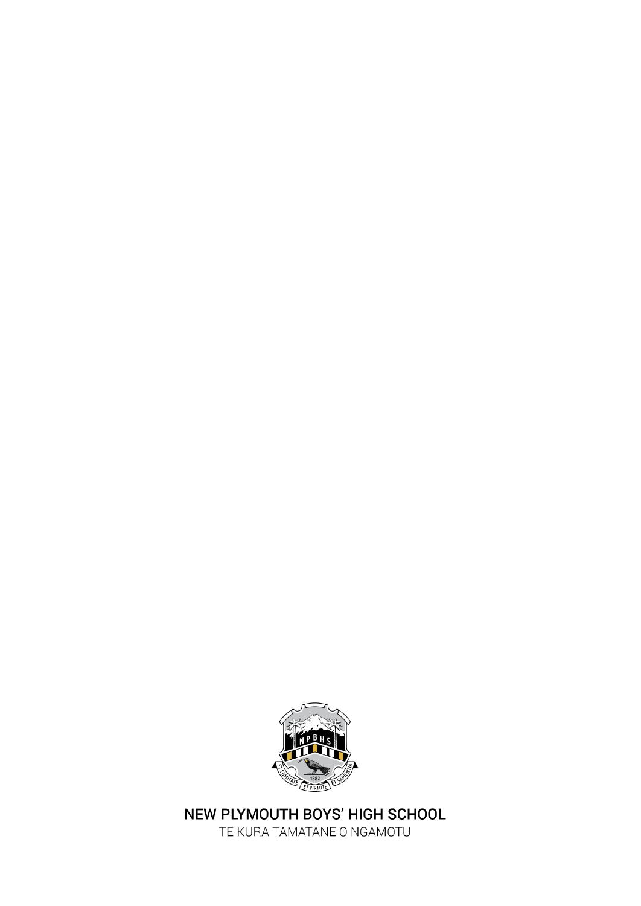NEW PLYMOUTH BOYS' HIGH SCHOOL

TE KURA TAMATĀNE O NGĀMOTU